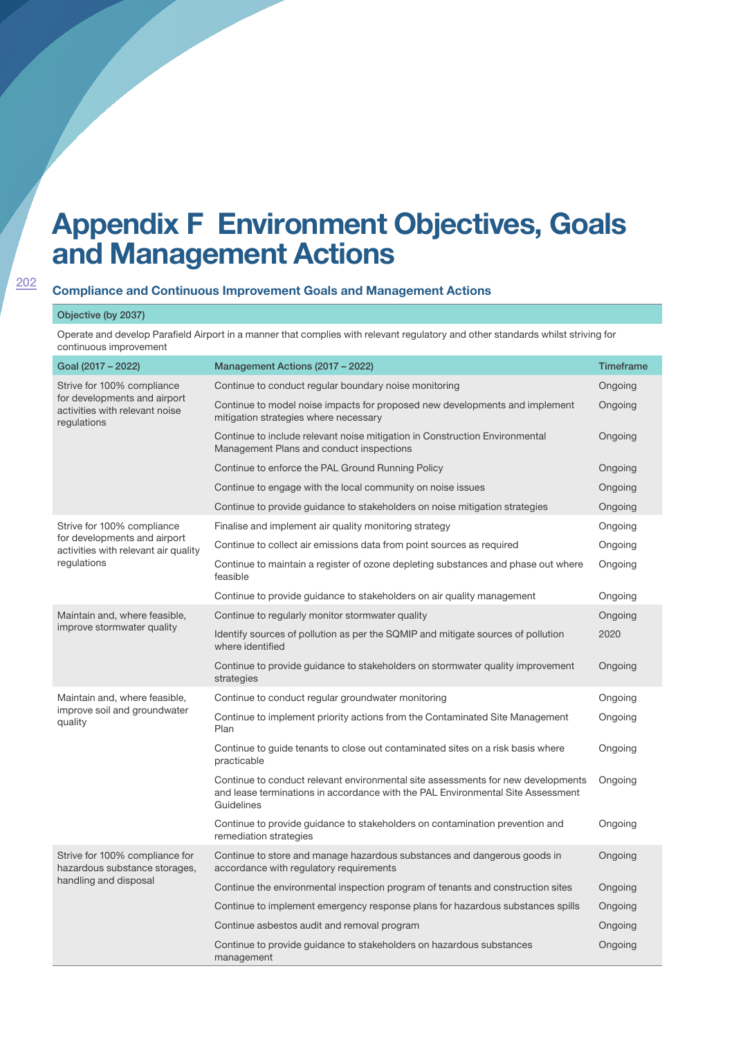# Appendix F Environment Objectives, Goals and Management Actions

## Compliance and Continuous Improvement Goals and Management Actions

**Objective (by 2037)**

Operate and develop Parafield Airport in a manner that complies with relevant regulatory and other standards whilst striving for continuous improvement

| Goal (2017 – 2022) | Management Actions (2017 – 2022) | Timeframe |
|---|---|---|
| Strive for 100% compliance for developments and airport activities with relevant noise regulations | Continue to conduct regular boundary noise monitoring | Ongoing |
| | Continue to model noise impacts for proposed new developments and implement mitigation strategies where necessary | Ongoing |
| | Continue to include relevant noise mitigation in Construction Environmental Management Plans and conduct inspections | Ongoing |
| | Continue to enforce the PAL Ground Running Policy | Ongoing |
| | Continue to engage with the local community on noise issues | Ongoing |
| | Continue to provide guidance to stakeholders on noise mitigation strategies | Ongoing |
| Strive for 100% compliance for developments and airport activities with relevant air quality regulations | Finalise and implement air quality monitoring strategy | Ongoing |
| | Continue to collect air emissions data from point sources as required | Ongoing |
| | Continue to maintain a register of ozone depleting substances and phase out where feasible | Ongoing |
| | Continue to provide guidance to stakeholders on air quality management | Ongoing |
| Maintain and, where feasible, improve stormwater quality | Continue to regularly monitor stormwater quality | Ongoing |
| | Identify sources of pollution as per the SQMIP and mitigate sources of pollution where identified | 2020 |
| | Continue to provide guidance to stakeholders on stormwater quality improvement strategies | Ongoing |
| Maintain and, where feasible, improve soil and groundwater quality | Continue to conduct regular groundwater monitoring | Ongoing |
| | Continue to implement priority actions from the Contaminated Site Management Plan | Ongoing |
| | Continue to guide tenants to close out contaminated sites on a risk basis where practicable | Ongoing |
| | Continue to conduct relevant environmental site assessments for new developments and lease terminations in accordance with the PAL Environmental Site Assessment Guidelines | Ongoing |
| | Continue to provide guidance to stakeholders on contamination prevention and remediation strategies | Ongoing |
| Strive for 100% compliance for hazardous substance storages, handling and disposal | Continue to store and manage hazardous substances and dangerous goods in accordance with regulatory requirements | Ongoing |
| | Continue the environmental inspection program of tenants and construction sites | Ongoing |
| | Continue to implement emergency response plans for hazardous substances spills | Ongoing |
| | Continue asbestos audit and removal program | Ongoing |
| | Continue to provide guidance to stakeholders on hazardous substances management | Ongoing |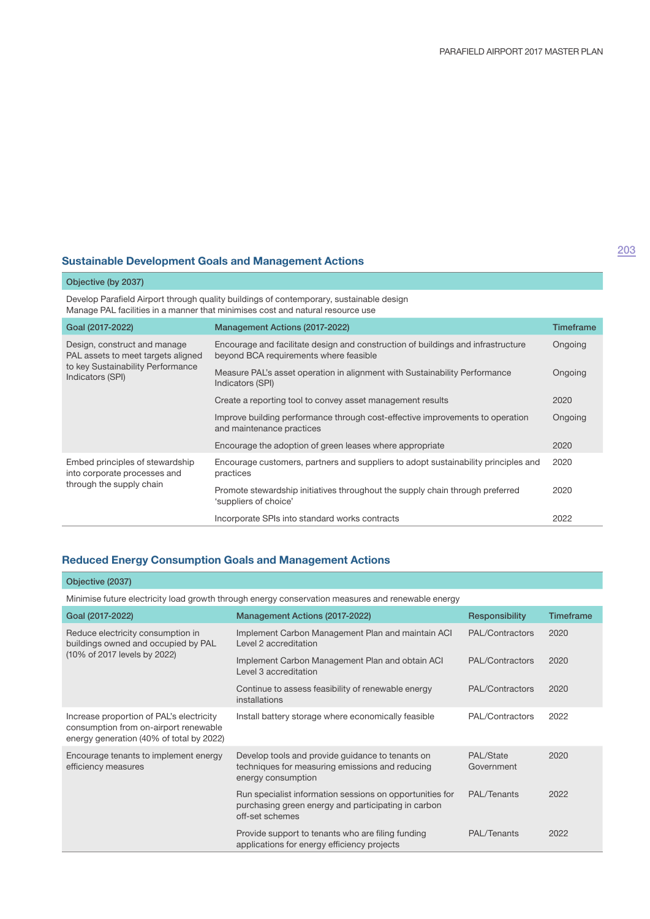## Sustainable Development Goals and Management Actions

| Objective (by 2037) | | |
|---|---|---|
| Develop Parafield Airport through quality buildings of contemporary, sustainable design<br>Manage PAL facilities in a manner that minimises cost and natural resource use | | |
| **Goal (2017-2022)** | **Management Actions (2017-2022)** | **Timeframe** |
| Design, construct and manage PAL assets to meet targets aligned to key Sustainability Performance Indicators (SPI) | Encourage and facilitate design and construction of buildings and infrastructure beyond BCA requirements where feasible | Ongoing |
| | Measure PAL's asset operation in alignment with Sustainability Performance Indicators (SPI) | Ongoing |
| | Create a reporting tool to convey asset management results | 2020 |
| | Improve building performance through cost-effective improvements to operation and maintenance practices | Ongoing |
| | Encourage the adoption of green leases where appropriate | 2020 |
| Embed principles of stewardship into corporate processes and through the supply chain | Encourage customers, partners and suppliers to adopt sustainability principles and practices | 2020 |
| | Promote stewardship initiatives throughout the supply chain through preferred 'suppliers of choice' | 2020 |
| | Incorporate SPIs into standard works contracts | 2022 |

## Reduced Energy Consumption Goals and Management Actions

| Objective (2037) | | | |
|---|---|---|---|
| Minimise future electricity load growth through energy conservation measures and renewable energy | | | |
| **Goal (2017-2022)** | **Management Actions (2017-2022)** | **Responsibility** | **Timeframe** |
| Reduce electricity consumption in buildings owned and occupied by PAL (10% of 2017 levels by 2022) | Implement Carbon Management Plan and maintain ACI Level 2 accreditation | PAL/Contractors | 2020 |
| | Implement Carbon Management Plan and obtain ACI Level 3 accreditation | PAL/Contractors | 2020 |
| | Continue to assess feasibility of renewable energy installations | PAL/Contractors | 2020 |
| Increase proportion of PAL's electricity consumption from on-airport renewable energy generation (40% of total by 2022) | Install battery storage where economically feasible | PAL/Contractors | 2022 |
| Encourage tenants to implement energy efficiency measures | Develop tools and provide guidance to tenants on techniques for measuring emissions and reducing energy consumption | PAL/State Government | 2020 |
| | Run specialist information sessions on opportunities for purchasing green energy and participating in carbon off-set schemes | PAL/Tenants | 2022 |
| | Provide support to tenants who are filing funding applications for energy efficiency projects | PAL/Tenants | 2022 |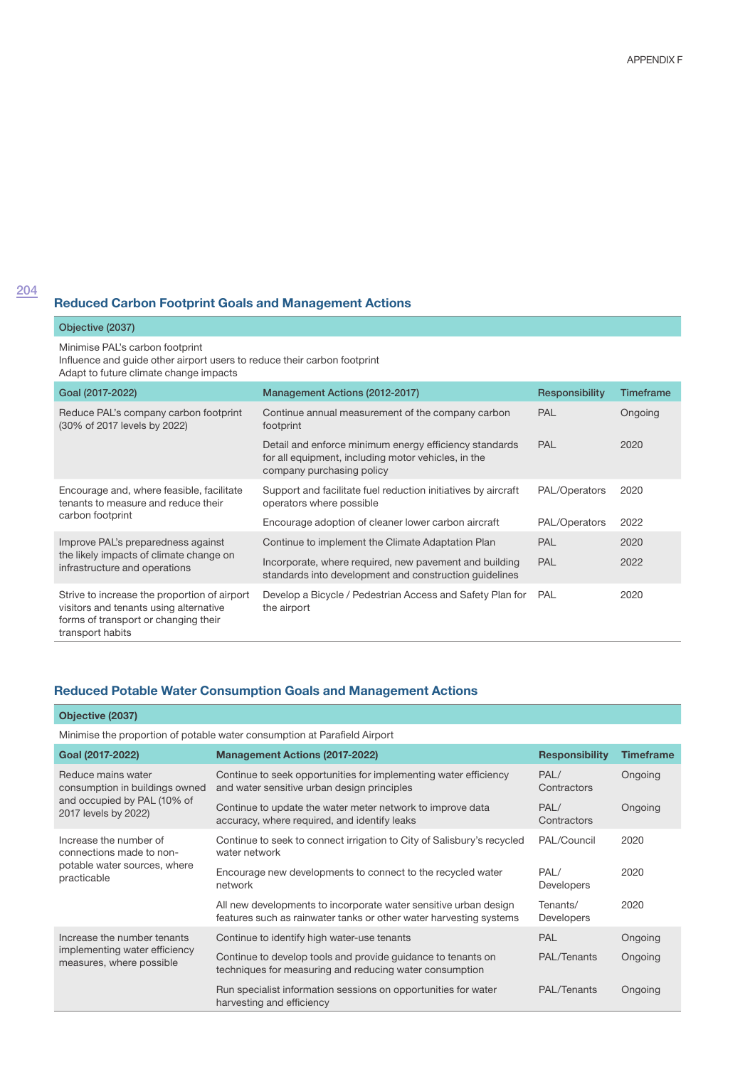## Reduced Carbon Footprint Goals and Management Actions

| Objective (2037) | | | |
|---|---|---|---|
| Minimise PAL's carbon footprint<br>Influence and guide other airport users to reduce their carbon footprint<br>Adapt to future climate change impacts | | | |
| **Goal (2017-2022)** | **Management Actions (2012-2017)** | **Responsibility** | **Timeframe** |
| Reduce PAL's company carbon footprint (30% of 2017 levels by 2022) | Continue annual measurement of the company carbon footprint | PAL | Ongoing |
| | Detail and enforce minimum energy efficiency standards for all equipment, including motor vehicles, in the company purchasing policy | PAL | 2020 |
| Encourage and, where feasible, facilitate tenants to measure and reduce their carbon footprint | Support and facilitate fuel reduction initiatives by aircraft operators where possible | PAL/Operators | 2020 |
| | Encourage adoption of cleaner lower carbon aircraft | PAL/Operators | 2022 |
| Improve PAL's preparedness against the likely impacts of climate change on infrastructure and operations | Continue to implement the Climate Adaptation Plan | PAL | 2020 |
| | Incorporate, where required, new pavement and building standards into development and construction guidelines | PAL | 2022 |
| Strive to increase the proportion of airport visitors and tenants using alternative forms of transport or changing their transport habits | Develop a Bicycle / Pedestrian Access and Safety Plan for the airport | PAL | 2020 |

## Reduced Potable Water Consumption Goals and Management Actions

| Objective (2037) | | | |
|---|---|---|---|
| Minimise the proportion of potable water consumption at Parafield Airport | | | |
| **Goal (2017-2022)** | **Management Actions (2017-2022)** | **Responsibility** | **Timeframe** |
| Reduce mains water consumption in buildings owned and occupied by PAL (10% of 2017 levels by 2022) | Continue to seek opportunities for implementing water efficiency and water sensitive urban design principles | PAL/ Contractors | Ongoing |
| | Continue to update the water meter network to improve data accuracy, where required, and identify leaks | PAL/ Contractors | Ongoing |
| Increase the number of connections made to non-potable water sources, where practicable | Continue to seek to connect irrigation to City of Salisbury's recycled water network | PAL/Council | 2020 |
| | Encourage new developments to connect to the recycled water network | PAL/ Developers | 2020 |
| | All new developments to incorporate water sensitive urban design features such as rainwater tanks or other water harvesting systems | Tenants/ Developers | 2020 |
| Increase the number tenants implementing water efficiency measures, where possible | Continue to identify high water-use tenants | PAL | Ongoing |
| | Continue to develop tools and provide guidance to tenants on techniques for measuring and reducing water consumption | PAL/Tenants | Ongoing |
| | Run specialist information sessions on opportunities for water harvesting and efficiency | PAL/Tenants | Ongoing |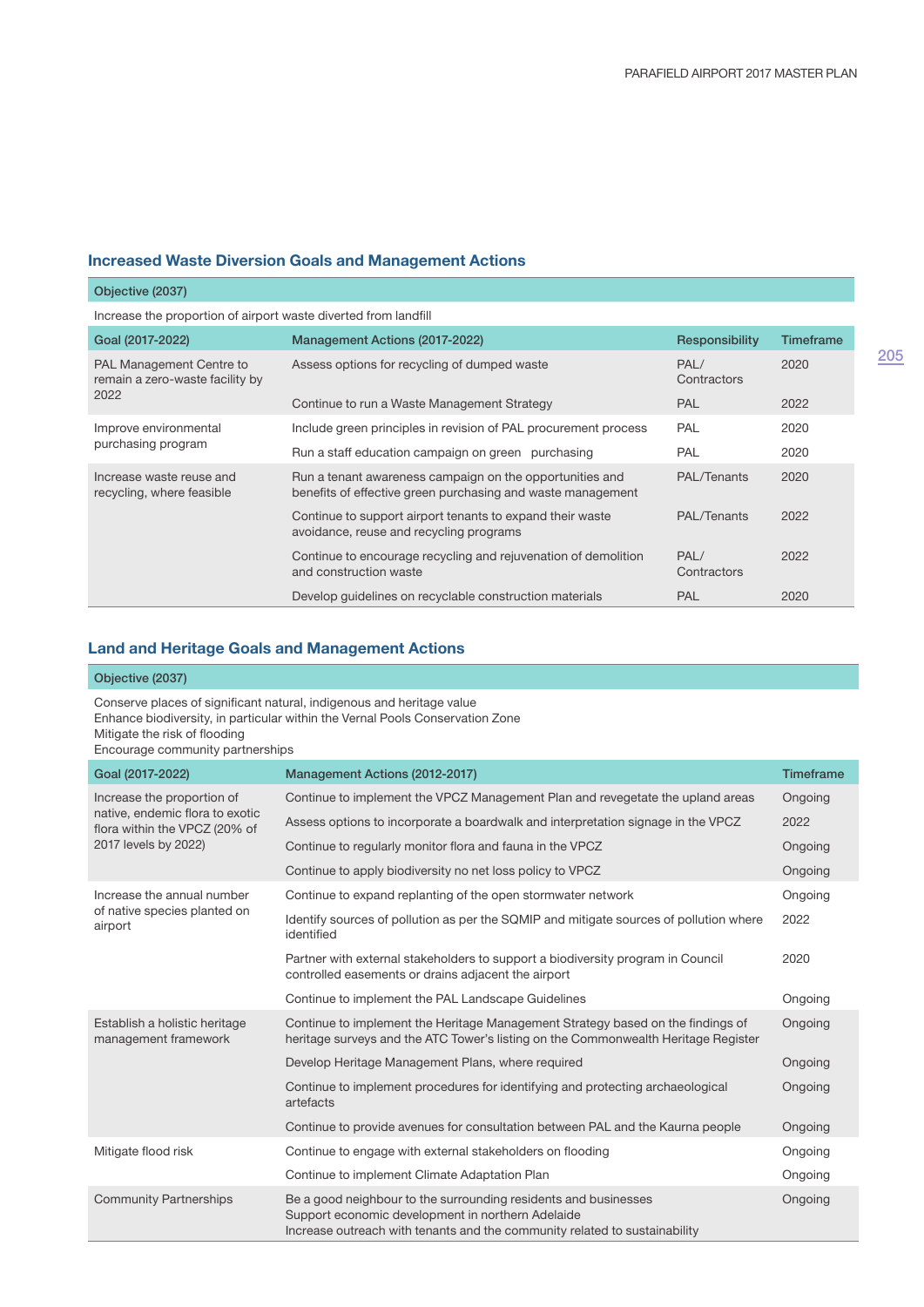## Increased Waste Diversion Goals and Management Actions

| Objective (2037) | | | |
|---|---|---|---|
| Increase the proportion of airport waste diverted from landfill | | | |
| **Goal (2017-2022)** | **Management Actions (2017-2022)** | **Responsibility** | **Timeframe** |
| PAL Management Centre to remain a zero-waste facility by 2022 | Assess options for recycling of dumped waste | PAL/ Contractors | 2020 |
| | Continue to run a Waste Management Strategy | PAL | 2022 |
| Improve environmental purchasing program | Include green principles in revision of PAL procurement process | PAL | 2020 |
| | Run a staff education campaign on green purchasing | PAL | 2020 |
| Increase waste reuse and recycling, where feasible | Run a tenant awareness campaign on the opportunities and benefits of effective green purchasing and waste management | PAL/Tenants | 2020 |
| | Continue to support airport tenants to expand their waste avoidance, reuse and recycling programs | PAL/Tenants | 2022 |
| | Continue to encourage recycling and rejuvenation of demolition and construction waste | PAL/ Contractors | 2022 |
| | Develop guidelines on recyclable construction materials | PAL | 2020 |

## Land and Heritage Goals and Management Actions

| Objective (2037) | | |
|---|---|---|
| Conserve places of significant natural, indigenous and heritage value<br>Enhance biodiversity, in particular within the Vernal Pools Conservation Zone<br>Mitigate the risk of flooding<br>Encourage community partnerships | | |
| **Goal (2017-2022)** | **Management Actions (2012-2017)** | **Timeframe** |
| Increase the proportion of native, endemic flora to exotic flora within the VPCZ (20% of 2017 levels by 2022) | Continue to implement the VPCZ Management Plan and revegetate the upland areas | Ongoing |
| | Assess options to incorporate a boardwalk and interpretation signage in the VPCZ | 2022 |
| | Continue to regularly monitor flora and fauna in the VPCZ | Ongoing |
| | Continue to apply biodiversity no net loss policy to VPCZ | Ongoing |
| Increase the annual number of native species planted on airport | Continue to expand replanting of the open stormwater network | Ongoing |
| | Identify sources of pollution as per the SQMIP and mitigate sources of pollution where identified | 2022 |
| | Partner with external stakeholders to support a biodiversity program in Council controlled easements or drains adjacent the airport | 2020 |
| | Continue to implement the PAL Landscape Guidelines | Ongoing |
| Establish a holistic heritage management framework | Continue to implement the Heritage Management Strategy based on the findings of heritage surveys and the ATC Tower's listing on the Commonwealth Heritage Register | Ongoing |
| | Develop Heritage Management Plans, where required | Ongoing |
| | Continue to implement procedures for identifying and protecting archaeological artefacts | Ongoing |
| | Continue to provide avenues for consultation between PAL and the Kaurna people | Ongoing |
| Mitigate flood risk | Continue to engage with external stakeholders on flooding | Ongoing |
| | Continue to implement Climate Adaptation Plan | Ongoing |
| Community Partnerships | Be a good neighbour to the surrounding residents and businesses<br>Support economic development in northern Adelaide<br>Increase outreach with tenants and the community related to sustainability | Ongoing |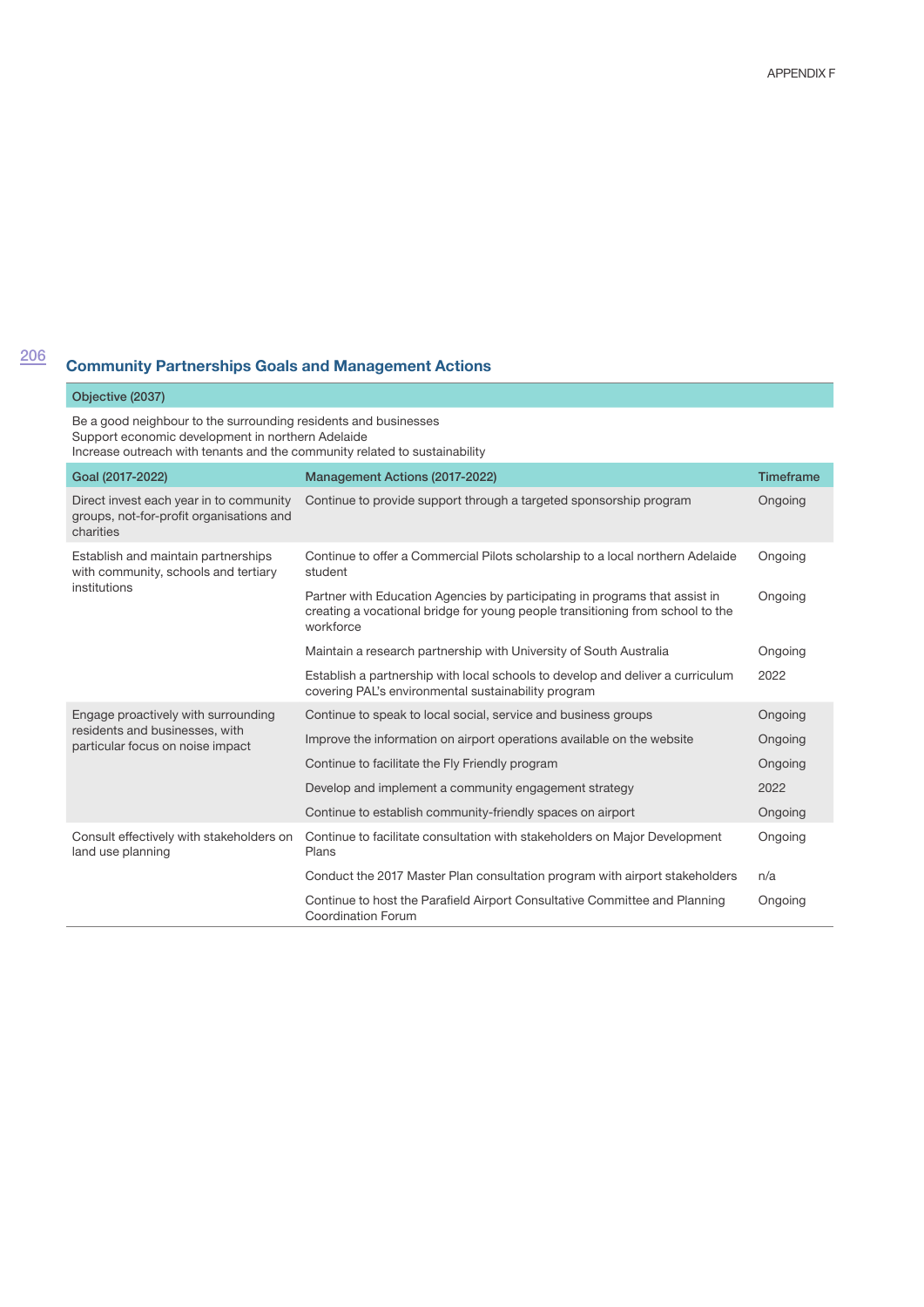## Community Partnerships Goals and Management Actions

| Objective (2037) | | |
|---|---|---|
| Be a good neighbour to the surrounding residents and businesses<br>Support economic development in northern Adelaide<br>Increase outreach with tenants and the community related to sustainability | | |
| **Goal (2017-2022)** | **Management Actions (2017-2022)** | **Timeframe** |
| Direct invest each year in to community groups, not-for-profit organisations and charities | Continue to provide support through a targeted sponsorship program | Ongoing |
| Establish and maintain partnerships with community, schools and tertiary institutions | Continue to offer a Commercial Pilots scholarship to a local northern Adelaide student | Ongoing |
| | Partner with Education Agencies by participating in programs that assist in creating a vocational bridge for young people transitioning from school to the workforce | Ongoing |
| | Maintain a research partnership with University of South Australia | Ongoing |
| | Establish a partnership with local schools to develop and deliver a curriculum covering PAL's environmental sustainability program | 2022 |
| Engage proactively with surrounding residents and businesses, with particular focus on noise impact | Continue to speak to local social, service and business groups | Ongoing |
| | Improve the information on airport operations available on the website | Ongoing |
| | Continue to facilitate the Fly Friendly program | Ongoing |
| | Develop and implement a community engagement strategy | 2022 |
| | Continue to establish community-friendly spaces on airport | Ongoing |
| Consult effectively with stakeholders on land use planning | Continue to facilitate consultation with stakeholders on Major Development Plans | Ongoing |
| | Conduct the 2017 Master Plan consultation program with airport stakeholders | n/a |
| | Continue to host the Parafield Airport Consultative Committee and Planning Coordination Forum | Ongoing |